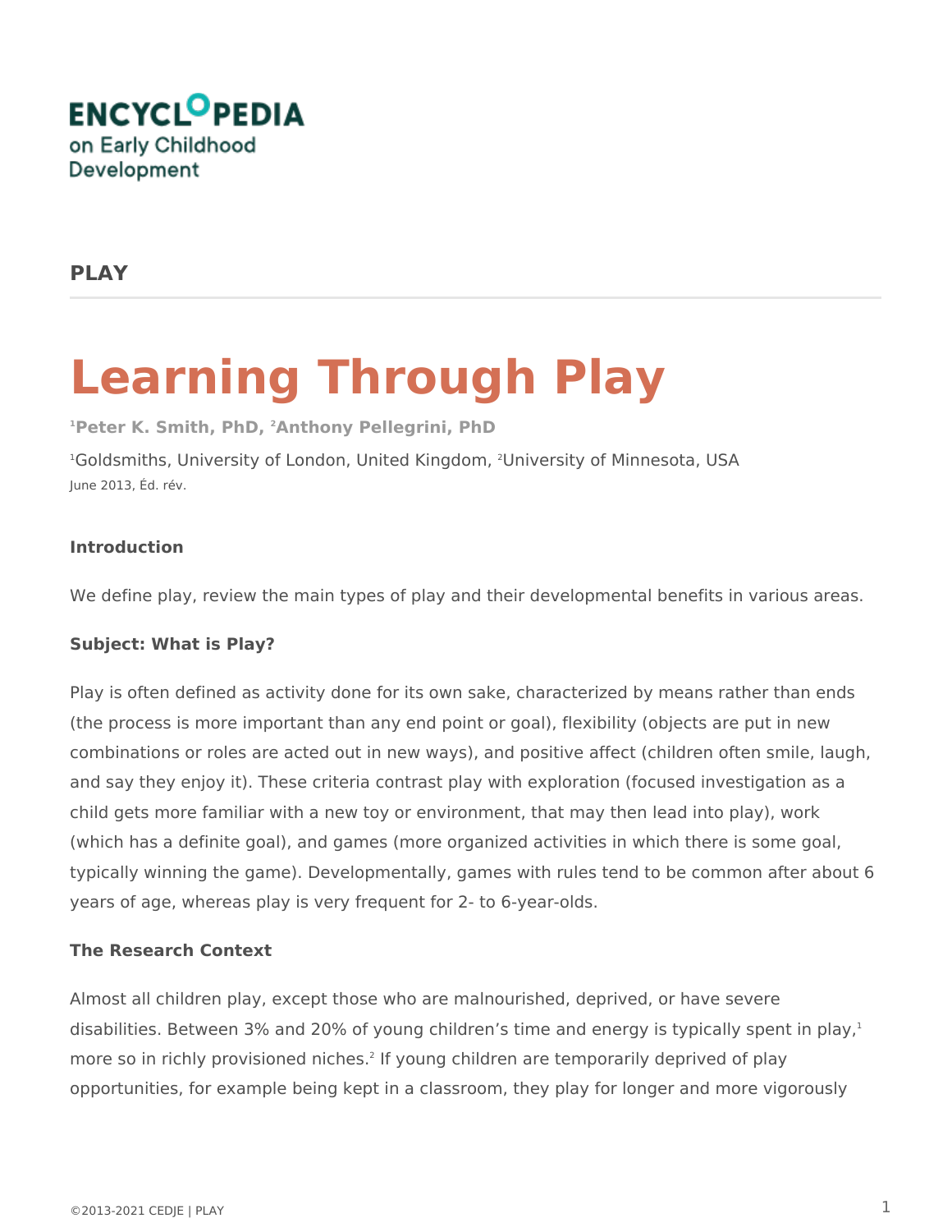ENCYCLOPEDIA on Early Childhood Development

**PLAY**

# Learning Through Play

[1]Peter K. Smith, PhD, [2]Anthony Pellegrini, PhD

[1]Goldsmiths, University of London, United Kingdom, [2]University of Minnesota, USA

June 2013, Éd. rév.

**Introduction**

We define play, review the main types of play and their developmental benefits in various areas.

**Subject: What is Play?**

Play is often defined as activity done for its own sake, characterized by means rather than ends (the process is more important than any end point or goal), flexibility (objects are put in new combinations or roles are acted out in new ways), and positive affect (children often smile, laugh, and say they enjoy it). These criteria contrast play with exploration (focused investigation as a child gets more familiar with a new toy or environment, that may then lead into play), work (which has a definite goal), and games (more organized activities in which there is some goal, typically winning the game). Developmentally, games with rules tend to be common after about 6 years of age, whereas play is very frequent for 2- to 6-year-olds.

**The Research Context**

Almost all children play, except those who are malnourished, deprived, or have severe disabilities. Between 3% and 20% of young children's time and energy is typically spent in play,[1] more so in richly provisioned niches.[2] If young children are temporarily deprived of play opportunities, for example being kept in a classroom, they play for longer and more vigorously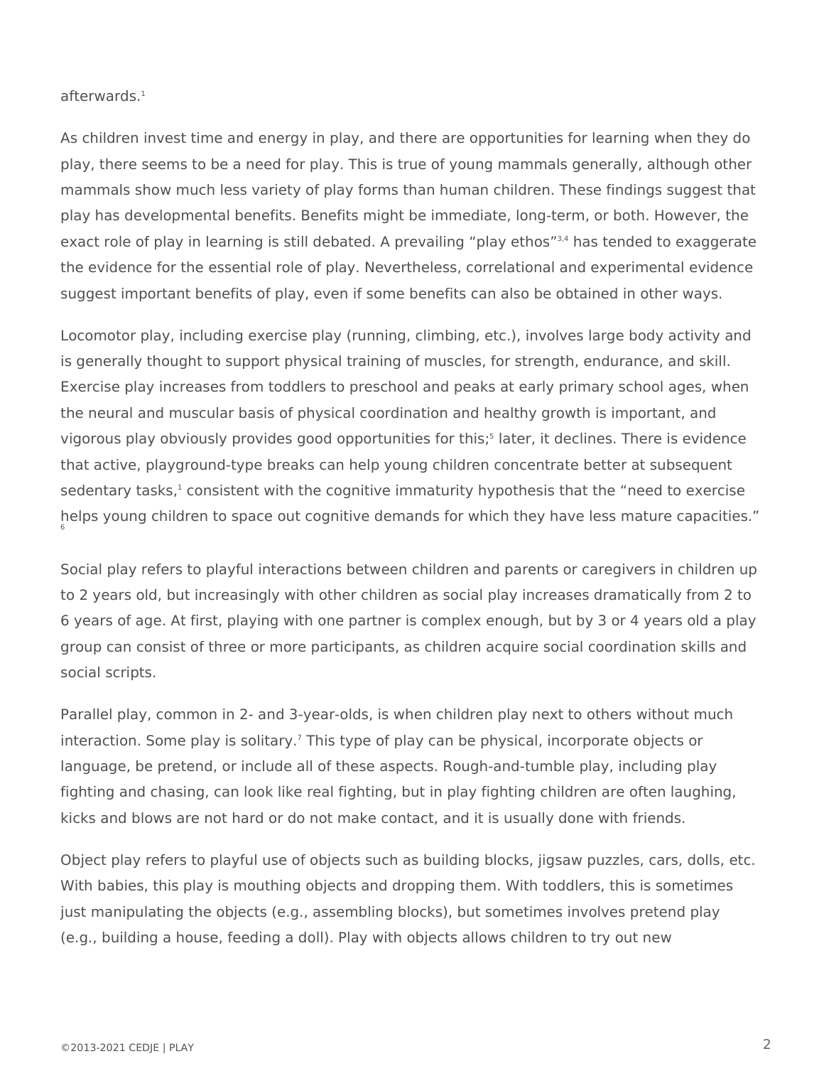afterwards.[1]

As children invest time and energy in play, and there are opportunities for learning when they do play, there seems to be a need for play. This is true of young mammals generally, although other mammals show much less variety of play forms than human children. These findings suggest that play has developmental benefits. Benefits might be immediate, long-term, or both. However, the exact role of play in learning is still debated. A prevailing "play ethos"[3,4] has tended to exaggerate the evidence for the essential role of play. Nevertheless, correlational and experimental evidence suggest important benefits of play, even if some benefits can also be obtained in other ways.

Locomotor play, including exercise play (running, climbing, etc.), involves large body activity and is generally thought to support physical training of muscles, for strength, endurance, and skill. Exercise play increases from toddlers to preschool and peaks at early primary school ages, when the neural and muscular basis of physical coordination and healthy growth is important, and vigorous play obviously provides good opportunities for this;[5] later, it declines. There is evidence that active, playground-type breaks can help young children concentrate better at subsequent sedentary tasks,[1] consistent with the cognitive immaturity hypothesis that the "need to exercise helps young children to space out cognitive demands for which they have less mature capacities."[6]

Social play refers to playful interactions between children and parents or caregivers in children up to 2 years old, but increasingly with other children as social play increases dramatically from 2 to 6 years of age. At first, playing with one partner is complex enough, but by 3 or 4 years old a play group can consist of three or more participants, as children acquire social coordination skills and social scripts.

Parallel play, common in 2- and 3-year-olds, is when children play next to others without much interaction. Some play is solitary.[7] This type of play can be physical, incorporate objects or language, be pretend, or include all of these aspects. Rough-and-tumble play, including play fighting and chasing, can look like real fighting, but in play fighting children are often laughing, kicks and blows are not hard or do not make contact, and it is usually done with friends.

Object play refers to playful use of objects such as building blocks, jigsaw puzzles, cars, dolls, etc. With babies, this play is mouthing objects and dropping them. With toddlers, this is sometimes just manipulating the objects (e.g., assembling blocks), but sometimes involves pretend play (e.g., building a house, feeding a doll). Play with objects allows children to try out new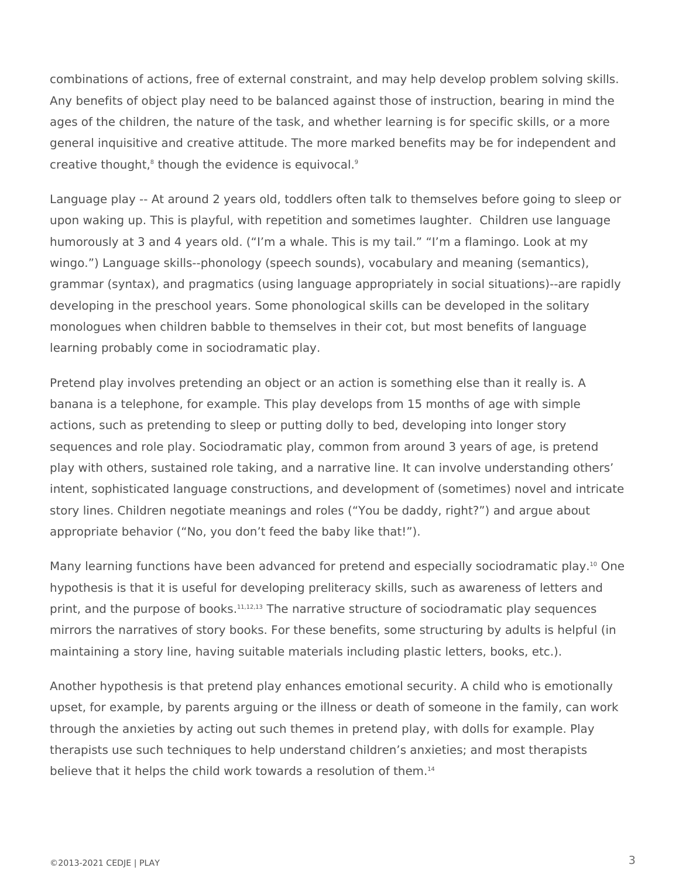combinations of actions, free of external constraint, and may help develop problem solving skills. Any benefits of object play need to be balanced against those of instruction, bearing in mind the ages of the children, the nature of the task, and whether learning is for specific skills, or a more general inquisitive and creative attitude. The more marked benefits may be for independent and creative thought,[8] though the evidence is equivocal.[9]

Language play -- At around 2 years old, toddlers often talk to themselves before going to sleep or upon waking up. This is playful, with repetition and sometimes laughter.  Children use language humorously at 3 and 4 years old. (“I’m a whale. This is my tail.” “I’m a flamingo. Look at my wingo.”) Language skills--phonology (speech sounds), vocabulary and meaning (semantics), grammar (syntax), and pragmatics (using language appropriately in social situations)--are rapidly developing in the preschool years. Some phonological skills can be developed in the solitary monologues when children babble to themselves in their cot, but most benefits of language learning probably come in sociodramatic play.

Pretend play involves pretending an object or an action is something else than it really is. A banana is a telephone, for example. This play develops from 15 months of age with simple actions, such as pretending to sleep or putting dolly to bed, developing into longer story sequences and role play. Sociodramatic play, common from around 3 years of age, is pretend play with others, sustained role taking, and a narrative line. It can involve understanding others’ intent, sophisticated language constructions, and development of (sometimes) novel and intricate story lines. Children negotiate meanings and roles (“You be daddy, right?”) and argue about appropriate behavior (“No, you don’t feed the baby like that!”).

Many learning functions have been advanced for pretend and especially sociodramatic play.[10] One hypothesis is that it is useful for developing preliteracy skills, such as awareness of letters and print, and the purpose of books.[11,12,13] The narrative structure of sociodramatic play sequences mirrors the narratives of story books. For these benefits, some structuring by adults is helpful (in maintaining a story line, having suitable materials including plastic letters, books, etc.).

Another hypothesis is that pretend play enhances emotional security. A child who is emotionally upset, for example, by parents arguing or the illness or death of someone in the family, can work through the anxieties by acting out such themes in pretend play, with dolls for example. Play therapists use such techniques to help understand children’s anxieties; and most therapists believe that it helps the child work towards a resolution of them.[14]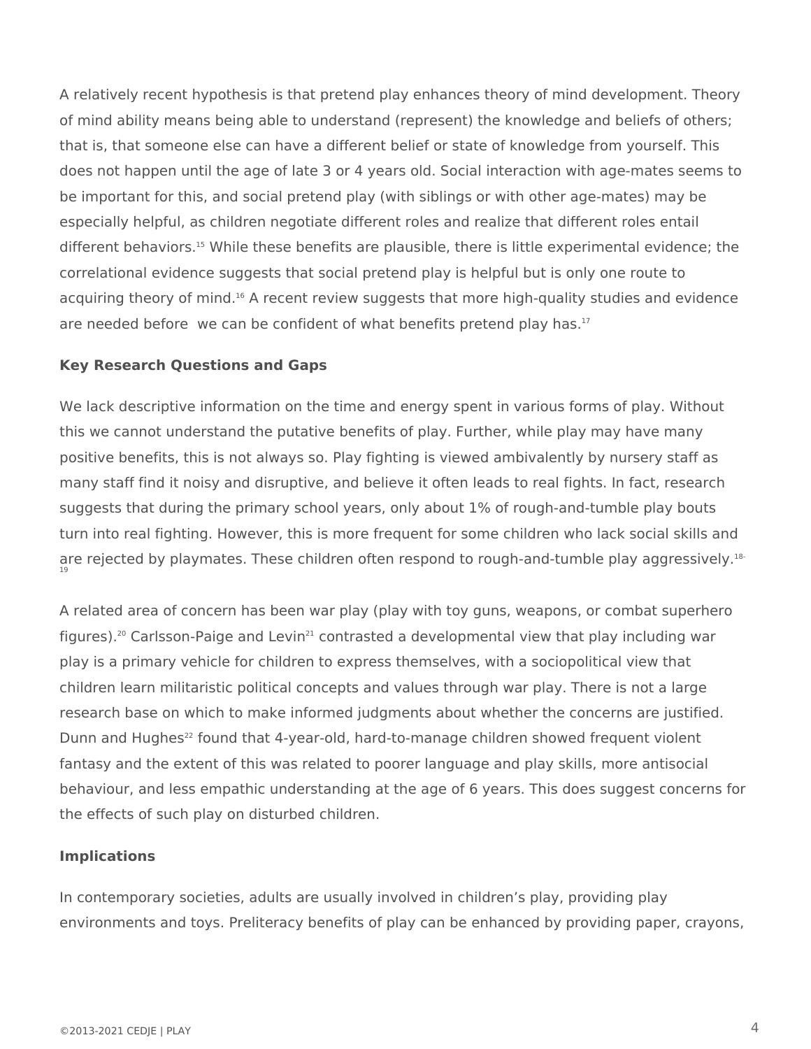A relatively recent hypothesis is that pretend play enhances theory of mind development. Theory of mind ability means being able to understand (represent) the knowledge and beliefs of others; that is, that someone else can have a different belief or state of knowledge from yourself. This does not happen until the age of late 3 or 4 years old. Social interaction with age-mates seems to be important for this, and social pretend play (with siblings or with other age-mates) may be especially helpful, as children negotiate different roles and realize that different roles entail different behaviors.[15] While these benefits are plausible, there is little experimental evidence; the correlational evidence suggests that social pretend play is helpful but is only one route to acquiring theory of mind.[16] A recent review suggests that more high-quality studies and evidence are needed before  we can be confident of what benefits pretend play has.[17]

**Key Research Questions and Gaps**

We lack descriptive information on the time and energy spent in various forms of play. Without this we cannot understand the putative benefits of play. Further, while play may have many positive benefits, this is not always so. Play fighting is viewed ambivalently by nursery staff as many staff find it noisy and disruptive, and believe it often leads to real fights. In fact, research suggests that during the primary school years, only about 1% of rough-and-tumble play bouts turn into real fighting. However, this is more frequent for some children who lack social skills and are rejected by playmates. These children often respond to rough-and-tumble play aggressively.[18-19]

A related area of concern has been war play (play with toy guns, weapons, or combat superhero figures).[20] Carlsson-Paige and Levin[21] contrasted a developmental view that play including war play is a primary vehicle for children to express themselves, with a sociopolitical view that children learn militaristic political concepts and values through war play. There is not a large research base on which to make informed judgments about whether the concerns are justified. Dunn and Hughes[22] found that 4-year-old, hard-to-manage children showed frequent violent fantasy and the extent of this was related to poorer language and play skills, more antisocial behaviour, and less empathic understanding at the age of 6 years. This does suggest concerns for the effects of such play on disturbed children.

**Implications**

In contemporary societies, adults are usually involved in children's play, providing play environments and toys. Preliteracy benefits of play can be enhanced by providing paper, crayons,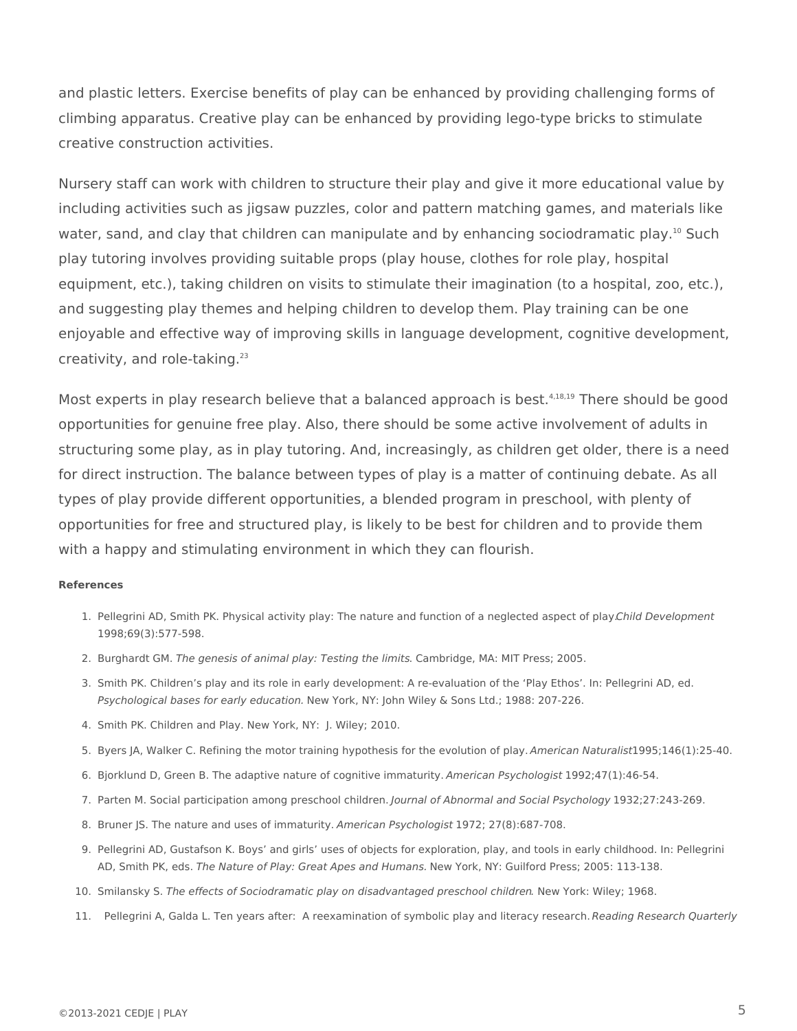and plastic letters. Exercise benefits of play can be enhanced by providing challenging forms of climbing apparatus. Creative play can be enhanced by providing lego-type bricks to stimulate creative construction activities.

Nursery staff can work with children to structure their play and give it more educational value by including activities such as jigsaw puzzles, color and pattern matching games, and materials like water, sand, and clay that children can manipulate and by enhancing sociodramatic play.[10] Such play tutoring involves providing suitable props (play house, clothes for role play, hospital equipment, etc.), taking children on visits to stimulate their imagination (to a hospital, zoo, etc.), and suggesting play themes and helping children to develop them. Play training can be one enjoyable and effective way of improving skills in language development, cognitive development, creativity, and role-taking.[23]

Most experts in play research believe that a balanced approach is best.[4,18,19] There should be good opportunities for genuine free play. Also, there should be some active involvement of adults in structuring some play, as in play tutoring. And, increasingly, as children get older, there is a need for direct instruction. The balance between types of play is a matter of continuing debate. As all types of play provide different opportunities, a blended program in preschool, with plenty of opportunities for free and structured play, is likely to be best for children and to provide them with a happy and stimulating environment in which they can flourish.

**References**

1. Pellegrini AD, Smith PK. Physical activity play: The nature and function of a neglected aspect of play. *Child Development* 1998;69(3):577-598.
2. Burghardt GM. *The genesis of animal play: Testing the limits.* Cambridge, MA: MIT Press; 2005.
3. Smith PK. Children's play and its role in early development: A re-evaluation of the 'Play Ethos'. In: Pellegrini AD, ed. *Psychological bases for early education.* New York, NY: John Wiley & Sons Ltd.; 1988: 207-226.
4. Smith PK. Children and Play. New York, NY: J. Wiley; 2010.
5. Byers JA, Walker C. Refining the motor training hypothesis for the evolution of play. *American Naturalist* 1995;146(1):25-40.
6. Bjorklund D, Green B. The adaptive nature of cognitive immaturity. *American Psychologist* 1992;47(1):46-54.
7. Parten M. Social participation among preschool children. *Journal of Abnormal and Social Psychology* 1932;27:243-269.
8. Bruner JS. The nature and uses of immaturity. *American Psychologist* 1972; 27(8):687-708.
9. Pellegrini AD, Gustafson K. Boys' and girls' uses of objects for exploration, play, and tools in early childhood. In: Pellegrini AD, Smith PK, eds. *The Nature of Play: Great Apes and Humans.* New York, NY: Guilford Press; 2005: 113-138.
10. Smilansky S. *The effects of Sociodramatic play on disadvantaged preschool children.* New York: Wiley; 1968.
11. Pellegrini A, Galda L. Ten years after: A reexamination of symbolic play and literacy research. *Reading Research Quarterly*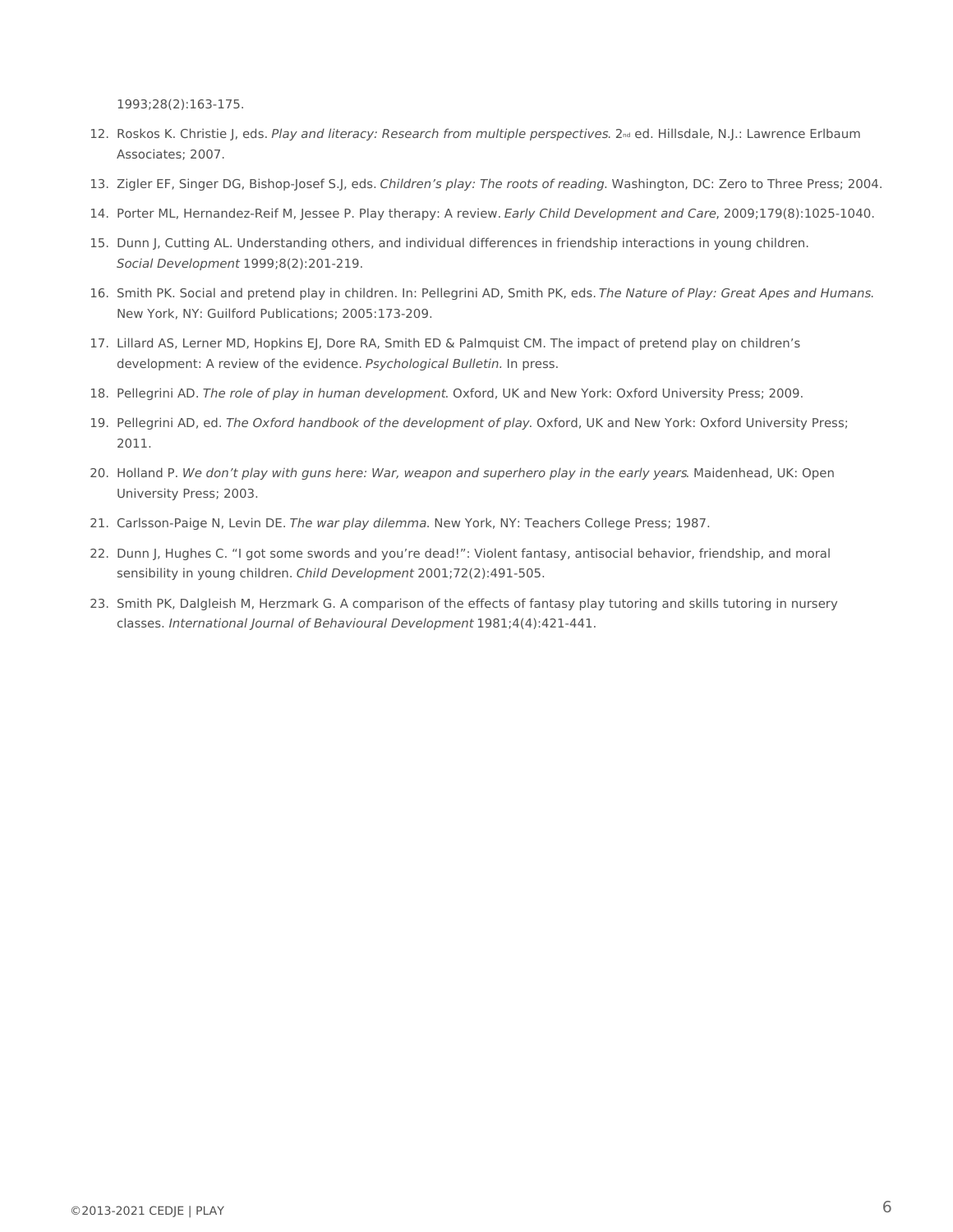1993;28(2):163-175.

12. Roskos K. Christie J, eds. *Play and literacy: Research from multiple perspectives*. 2nd ed. Hillsdale, N.J.: Lawrence Erlbaum Associates; 2007.
13. Zigler EF, Singer DG, Bishop-Josef S.J, eds. *Children's play: The roots of reading*. Washington, DC: Zero to Three Press; 2004.
14. Porter ML, Hernandez-Reif M, Jessee P. Play therapy: A review. *Early Child Development and Care*, 2009;179(8):1025-1040.
15. Dunn J, Cutting AL. Understanding others, and individual differences in friendship interactions in young children. *Social Development* 1999;8(2):201-219.
16. Smith PK. Social and pretend play in children. In: Pellegrini AD, Smith PK, eds. *The Nature of Play: Great Apes and Humans*. New York, NY: Guilford Publications; 2005:173-209.
17. Lillard AS, Lerner MD, Hopkins EJ, Dore RA, Smith ED & Palmquist CM. The impact of pretend play on children's development: A review of the evidence. *Psychological Bulletin*. In press.
18. Pellegrini AD. *The role of play in human development*. Oxford, UK and New York: Oxford University Press; 2009.
19. Pellegrini AD, ed. *The Oxford handbook of the development of play*. Oxford, UK and New York: Oxford University Press; 2011.
20. Holland P. *We don't play with guns here: War, weapon and superhero play in the early years*. Maidenhead, UK: Open University Press; 2003.
21. Carlsson-Paige N, Levin DE. *The war play dilemma*. New York, NY: Teachers College Press; 1987.
22. Dunn J, Hughes C. "I got some swords and you're dead!": Violent fantasy, antisocial behavior, friendship, and moral sensibility in young children. *Child Development* 2001;72(2):491-505.
23. Smith PK, Dalgleish M, Herzmark G. A comparison of the effects of fantasy play tutoring and skills tutoring in nursery classes. *International Journal of Behavioural Development* 1981;4(4):421-441.